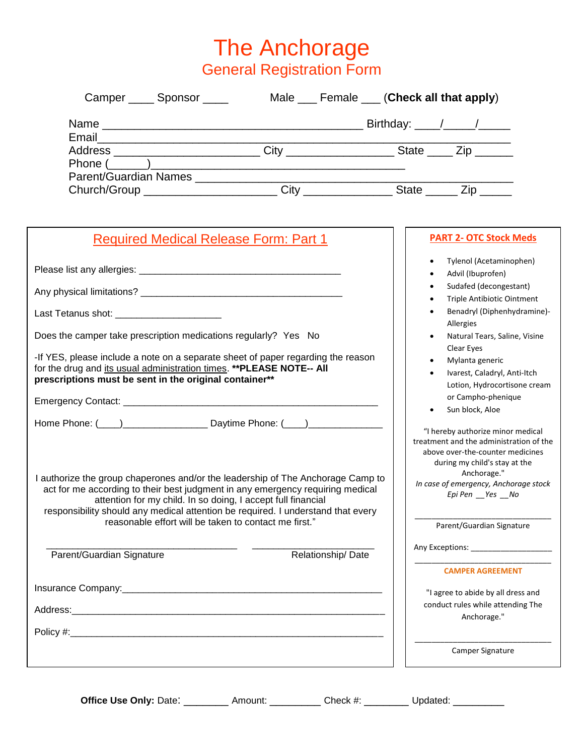# The Anchorage

## General Registration Form

Camper ____ Sponsor ____ Male ___ Female ___ (**Check all that apply**)

Name ________________________________________ Birthday: ____/_____/_____
Email_____________________________________________________________
Address ______________________ City ________________ State ____ Zip ______
Phone (______)_________________________________________
Parent/Guardian Names ____________________________________________
Church/Group ____________________ City _____________ State _____ Zip _____

## Required Medical Release Form: Part 1

Please list any allergies: ______________________________________

Any physical limitations? ______________________________________

Last Tetanus shot: ____________________

Does the camper take prescription medications regularly? Yes No

-If YES, please include a note on a separate sheet of paper regarding the reason for the drug and its usual administration times. **PLEASE NOTE-- All prescriptions must be sent in the original container**

Emergency Contact: _______________________________________________

Home Phone: (____)________________ Daytime Phone: (____)______________

I authorize the group chaperones and/or the leadership of The Anchorage Camp to act for me according to their best judgment in any emergency requiring medical attention for my child. In so doing, I accept full financial responsibility should any medical attention be required. I understand that every reasonable effort will be taken to contact me first."

____________________________________ ______________________
Parent/Guardian Signature Relationship/ Date

Insurance Company:_______________________________________________

Address:_______________________________________________________

Policy #:_______________________________________________________

## PART 2- OTC Stock Meds

- Tylenol (Acetaminophen)
- Advil (Ibuprofen)
- Sudafed (decongestant)
- Triple Antibiotic Ointment
- Benadryl (Diphenhydramine)- Allergies
- Natural Tears, Saline, Visine Clear Eyes
- Mylanta generic
- Ivarest, Caladryl, Anti-Itch Lotion, Hydrocortisone cream or Campho-phenique
- Sun block, Aloe

"I hereby authorize minor medical treatment and the administration of the above over-the-counter medicines during my child's stay at the Anchorage."

*In case of emergency, Anchorage stock Epi Pen __Yes __No*

_____________________________
Parent/Guardian Signature

Any Exceptions: __________________
_____________________________

### CAMPER AGREEMENT

"I agree to abide by all dress and conduct rules while attending The Anchorage."

_____________________________
Camper Signature

**Office Use Only:** Date: ________ Amount: _________ Check #: ________ Updated: _________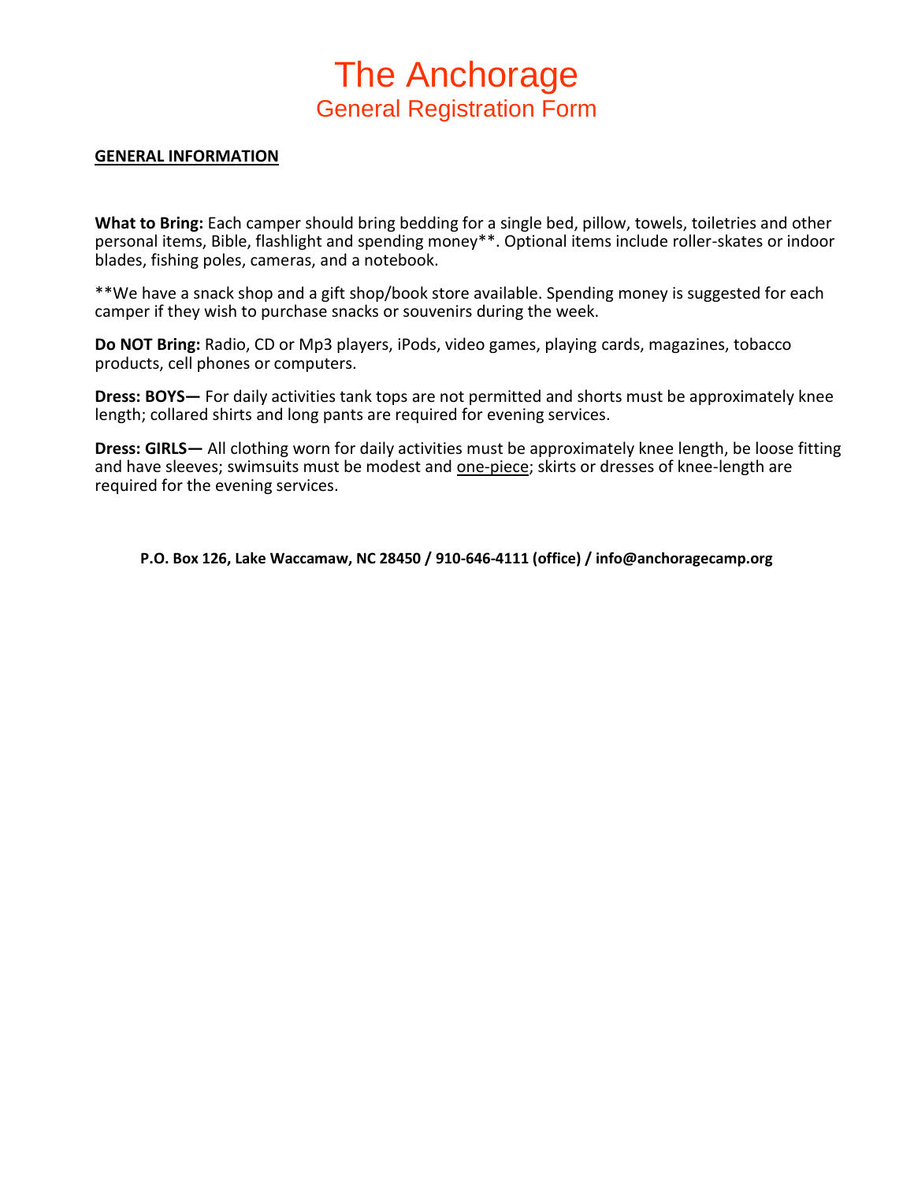# The Anchorage

## General Registration Form

**GENERAL INFORMATION**

**What to Bring:** Each camper should bring bedding for a single bed, pillow, towels, toiletries and other personal items, Bible, flashlight and spending money**. Optional items include roller-skates or indoor blades, fishing poles, cameras, and a notebook.

**We have a snack shop and a gift shop/book store available. Spending money is suggested for each camper if they wish to purchase snacks or souvenirs during the week.

**Do NOT Bring:** Radio, CD or Mp3 players, iPods, video games, playing cards, magazines, tobacco products, cell phones or computers.

**Dress: BOYS—** For daily activities tank tops are not permitted and shorts must be approximately knee length; collared shirts and long pants are required for evening services.

**Dress: GIRLS—** All clothing worn for daily activities must be approximately knee length, be loose fitting and have sleeves; swimsuits must be modest and one-piece; skirts or dresses of knee-length are required for the evening services.

**P.O. Box 126, Lake Waccamaw, NC 28450 / 910-646-4111 (office) / info@anchoragecamp.org**